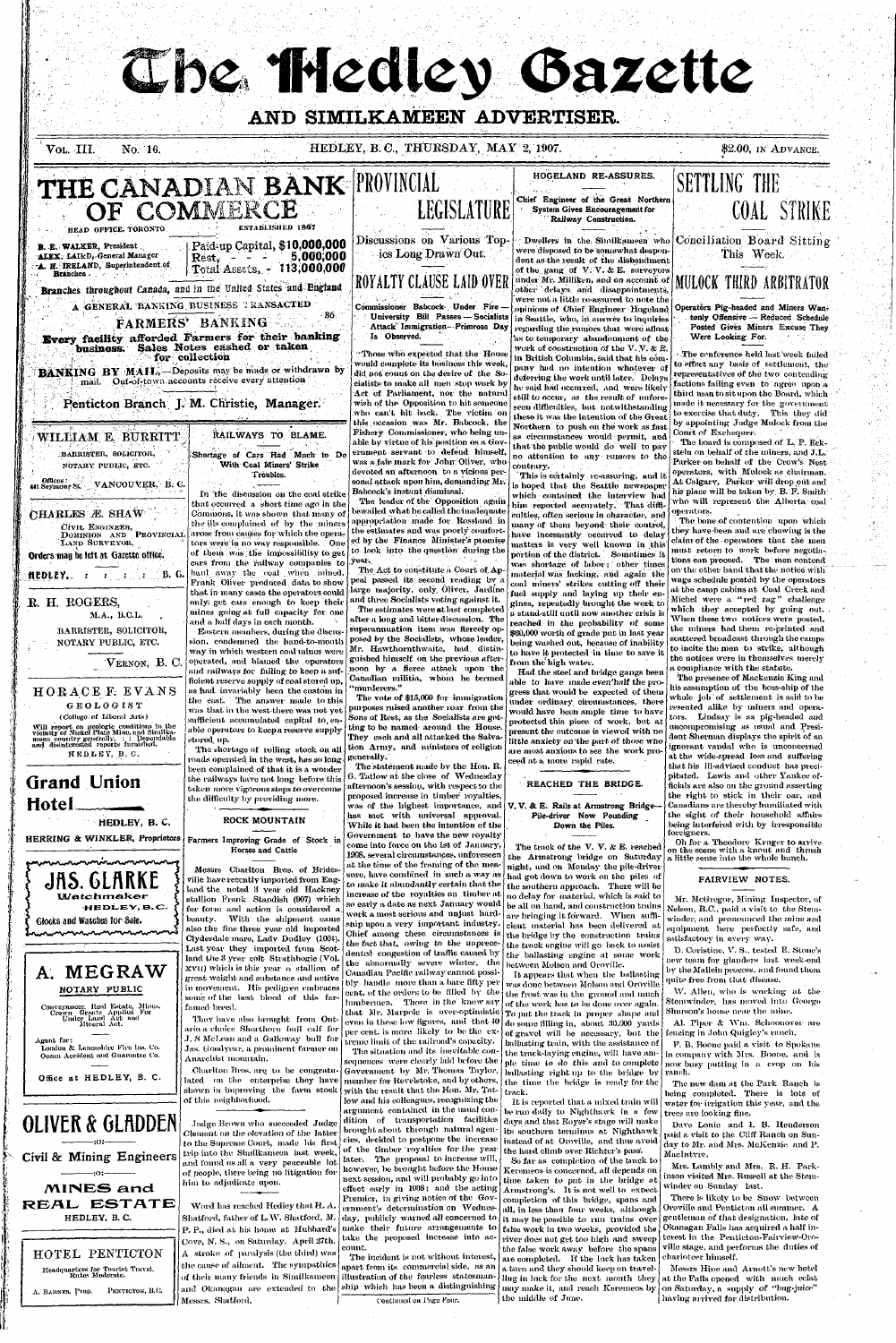# The Hedley Gazette

## AND SIMILKAMEEN ADVERTISER.

Vol. III. No. 16. HEDLEY, B.C., THURSDAY, MAY 2, 1907. $2.00, in Advance.

## THE CANADIAN BANK OF COMMERCE

HEAD OFFICE, TORONTO. ESTABLISHED 1867

B. E. WALKER, President
ALEX. LAIRD, General Manager
A. H. IRELAND, Superintendent of Branches

Paid-up Capital, $10,000,000
Rest, - - - 5,000,000
Total Assets, - 113,000,000

Branches throughout Canada, and in the United States and England

A GENERAL BANKING BUSINESS TRANSACTED

**FARMERS' BANKING**

Every facility afforded Farmers for their banking business. Sales Notes cashed or taken for collection

**BANKING BY MAIL**—Deposits may be made or withdrawn by mail. Out-of-town accounts receive every attention

Penticton Branch J. M. Christie, Manager.

---

**WILLIAM E. BURRITT**

BARRISTER, SOLICITOR, NOTARY PUBLIC, ETC.

Offices: 441 Seymour St. VANCOUVER, B.C.

---

**CHARLES Æ. SHAW**

CIVIL ENGINEER, DOMINION AND PROVINCIAL LAND SURVEYOR.

Orders may be left at Gazette office.

HEDLEY, B.C.

---

**R. H. ROGERS,**

M.A., B.C.L.

BARRISTER, SOLICITOR, NOTARY PUBLIC, ETC.

VERNON, B.C.

---

**HORACE F. EVANS**

GEOLOGIST

(College of Liberal Arts)

Will report on geologic conditions in the vicinity of Nickel Plate Mine, and Similkameen country generally. : : Dependable and disinterested reports furnished.

HEDLEY, B.C.

---

**Grand Union Hotel**

HEDLEY, B.C.

HERRING & WINKLER, Proprietors

---

**JAS. CLARKE**

Watchmaker

HEDLEY, B.C.

Clocks and Watches for Sale.

---

**A. MEGRAW**

NOTARY PUBLIC

Conveyancer, Real Estate, Mines, Crown Grants Applied For Under Land Act and Mineral Act.

Agent for:
London & Lancashire Fire Ins. Co.
Ocean Accident and Guarantee Co.

Office at HEDLEY, B.C.

---

**OLIVER & GLADDEN**

Civil & Mining Engineers

MINES and REAL ESTATE

HEDLEY, B.C.

---

**HOTEL PENTICTON**

Headquarters for Tourist Travel. Rates Moderate.

A. BARNES, Prop. PENTICTON, B.C.

---

## RAILWAYS TO BLAME.

**Shortage of Cars Had Much to Do With Coal Miners' Strike Troubles.**

In the discussion on the coal strike that occurred a short time ago in the Commons, it was shown that many of the ills complained of by the miners arose from causes for which the operators were in no way responsible. One of them was the impossibility to get cars from the railway companies to haul away the coal when mined. Frank Oliver produced data to show that in many cases the operators could only get cars enough to keep their mines going at full capacity for one and a half days in each month.

Eastern members, during the discussion, condemned the hand-to-mouth way in which western coal mines were operated, and blamed the operators and railways for failing to keep a sufficient reserve supply of coal stored up, as had invariably been the custom in the east. The answer made to this was that in the west there was not yet sufficient accumulated capital to enable operators to keep a reserve supply stored up.

The shortage of rolling stock on all roads operated in the west, has so long been complained of that it is a wonder the railways have not long before this taken more vigorous steps to overcome the difficulty by providing more.

## ROCK MOUNTAIN

**Farmers Improving Grade of Stock in Horses and Cattle**

Messrs Charlton Bros. of Bridesville have recently imported from England the noted 3 year old Hackney stallion Frank Standish (607) which for form and action is considered a beauty. With the shipment came also the fine three year old imported Clydesdale mare, Lady Dudley (1004). Last year they imported from Scotland the 3 year colt Strathbogie (Vol. XVII) which is this year a stallion of great weight and substance and active in movement. His pedigree embraces some of the best blood of this far-famed breed.

They have also brought from Ontario a choice Shorthorn bull calf for J. S McLean and a Galloway bull for Jas. Goodyear, a prominent farmer on Anarchist mountain.

Charlton Bros. are to be congratulated on the enterprise they have shown in improving the farm stock of this neighborhood.

Judge Brown who succeeded Judge Clement on the elevation of the latter to the Supreme Court, made his first trip into the Similkameen last week, and found us all a very peaceable lot of people, there being no litigation for him to adjudicate upon.

Word has reached Hedley that H. A. Shatford, father of L. W. Shatford, M. P. P., died at his home at Hubbard's Cove, N. S., on Saturday, April 27th. A stroke of paralysis (the third) was the cause of ailment. The sympathies of their many friends in Similkameen and Okanagan are extended to the Messrs. Shatford.

---

## PROVINCIAL LEGISLATURE

**Discussions on Various Topics Long Drawn Out.**

## ROYALTY CLAUSE LAID OVER

**Commissioner Babcock Under Fire—University Bill Passes—Socialists Attack Immigration—Primrose Day Is Observed.**

Those who expected that the House would complete its business this week, did not count on the desire of the Socialists to make all men stop work by Act of Parliament, nor the natural wish of the Opposition to hit someone who can't hit back. The victim on this occasion was Mr. Babcock, the Fishery Commissioner, who being unable by virtue of his position as a Government servant to defend himself, was a fair mark for John Oliver, who devoted an afternoon to a vicious personal attack upon him, demanding Mr. Babcock's instant dismissal.

The leader of the Opposition again bewailed what he called the inadequate appropriation made for Rossland in the estimates and was poorly comforted by the Finance Minister's promise to look into the question during the year.

The Act to constitute a Court of Appeal passed its second reading by a large majority, only Oliver, Jardine and three Socialists voting against it.

The estimates were at last completed after a long and bitter discussion. The superannuation item was fiercely opposed by the Socialists, whose leader, Mr. Hawthornthwaite, had distinguished himself on the previous afternoon by a fierce attack upon the Canadian militia, whom he termed "murderers."

The vote of $15,000 for immigration purposes raised another roar from the Sons of Rest, as the Socialists are getting to be named around the House. They each and all attacked the Salvation Army, and ministers of religion generally.

The statement made by the Hon. R. G. Tatlow at the close of Wednesday afternoon's session, with respect to the proposed increase in timber royalties, was of the highest importance, and has met with universal approval. While it had been the intention of the Government to have the new royalty come into force on the 1st of January, 1908, several circumstances, unforeseen at the time of the framing of the measure, have combined in such a way as to make it abundantly certain that the increase of the royalties on timber at so early a date as next January would work a most serious and unjust hardship upon a very important industry. Chief among these circumstances is the fact that, owing to the unprecedented congestion of traffic caused by the abnormally severe winter, the Canadian Pacific railway cannot possibly handle more than a bare fifty per cent. of the orders to be filled by the lumbermen. Those in the know say that Mr. Marpole is over-optimistic even in these low figures, and that 40 per cent. is more likely to be the extreme limit of the railroad's capacity.

The situation and its inevitable consequences were clearly laid before the Government by Mr. Thomas Taylor, member for Revelstoke, and by others, with the result that the Hon. Mr. Tatlow and his colleagues, recognizing the argument contained in the usual condition of transportation facilities brought about through natural agencies, decided to postpone the increase of the timber royalties for the year later. The proposal to increase will, however, be brought before the House next session, and will probably go into effect early in 1909; and the acting Premier, in giving notice of the Government's determination on Wednesday, publicly warned all concerned to make their future arrangements to take the proposed increase into account.

The incident is not without interest, apart from its commercial side, as an illustration of the fearless statesmanship which has been a distinguishing

Continued on Page Four.

---

## HOGELAND RE-ASSURES.

**Chief Engineer of the Great Northern System Gives Encouragement for Railway Construction.**

Dwellers in the Similkameen who were disposed to be somewhat despondent as the result of the disbandment of the gang of V. V. & E. surveyors under Mr. Milliken, and on account of other delays and disappointments, were not a little re-assured to note the opinions of Chief Engineer Hogeland in Seattle, who, in answer to inquiries regarding the rumors that were afloat as to temporary abandonment of the work of construction of the V. V. & E. in British Columbia, said that his company had no intention whatever of deferring the work until later. Delays he said had occurred, and were likely still to occur, as the result of unforeseen difficulties, but notwithstanding these it was the intention of the Great Northern to push on the work as fast as circumstances would permit, and that the public would do well to pay no attention to any rumors to the contrary.

This is certainly re-assuring, and it is hoped that the Seattle newspaper which contained the interview had him reported accurately. That difficulties, often serious in character, and many of them beyond their control, have incessantly occurred to delay matters is very well known in this portion of the district. Sometimes it was shortage of labor; other times material was lacking, and again the coal miners' strikes cutting off their fuel supply and laying up their engines, repeatedly brought the work to a standstill until now another crisis is reached in the probability of some $60,000 worth of grade put in last year being washed out, because of inability to have it protected in time to save it from the high water.

Had the steel and bridge gangs been able to have made even half the progress that would be expected of them under ordinary circumstances, there would have been ample time to have protected this piece of work, but at present the outcome is viewed with no little anxiety on the part of those who are most anxious to see the work proceed at a more rapid rate.

## REACHED THE BRIDGE.

**V. V. & E. Rails at Armstrong Bridge—Pile-driver Now Pounding Down the Piles.**

The track of the V. V. & E. reached the Armstrong bridge on Saturday night, and on Monday the pile-driver had got down to work on the piles of the southern approach. There will be no delay for material, which is said to be all on hand, and construction trains are bringing it forward. When sufficient material has been delivered at the bridge by the construction trains the track engine will go back to assist the ballasting engine at some work between Molson and Oroville.

It appears that when the ballasting was done between Molson and Oroville the frost was in the ground and much of the work has to be done over again. To put the track in proper shape and do some filling in, about 30,000 yards of gravel will be necessary, but the ballasting train, with the assistance of the track-laying engine, will have ample time to do this and to complete ballasting right up to the bridge by the time the bridge is ready for the track.

It is reported that a mixed train will be run daily to Nighthawk in a few days and that Royer's stage will make its southern terminus at Nighthawk instead of at Oroville, and thus avoid the hard climb over Richter's pass.

So far as completion of the track to Keremeos is concerned, all depends on time taken to put in the bridge at Armstrong's. It is not well to expect completion of this bridge, spans and all, in less than four weeks, although it may be possible to run trains over false work in two weeks, provided the river does not get too high and sweep the false work away before the spans are completed. If the luck has taken a turn and they should keep on travelling in luck for the next month they may make it, and reach Keremeos by the middle of June.

---

## SETTLING THE COAL STRIKE

**Conciliation Board Sitting This Week.**

## MULOCK THIRD ARBITRATOR

**Operators Pig-headed and Miners Wantonly Offensive — Reduced Schedule Posted Gives Miners Excuse They Were Looking For.**

The conference held last week failed to effect any basis of settlement, the representatives of the two contending factions failing even to agree upon a third man to sit upon the Board, which made it necessary for the government to exercise that duty. This they did by appointing Judge Mulock from the Court of Exchequer.

The board is composed of L. P. Eckstein on behalf of the miners, and J.L. Parker on behalf of the Crow's Nest operators, with Mulock as chairman. At Calgary, Parker will drop out and his place will be taken by B. F. Smith who will represent the Alberta coal operators.

The bone of contention upon which they have been and are chewing is the claim of the operators that the men must return to work before negotiations can proceed. The men contend on the other hand that the notice with wage schedule posted by the operators at the camp cabins at Coal Creek and Michel were a "red rag" challenge which they accepted by going out. When these two notices were posted, the miners had them re-printed and scattered broadcast through the camps to incite the men to strike, although the notices were in themselves merely a compliance with the statute.

The presence of Mackenzie King and his assumption of the boss-ship of the whole job of settlement is said to be resented alike by miners and operators. Lindsay is as pig-headed and uncompromising as usual and President Sherman displays the spirit of an ignorant vandal who is unconcerned at the wide-spread loss and suffering that his ill-advised conduct has precipitated. Lewis and other Yankee officials are also on the ground asserting the right to stick in their oar, and Canadians are thereby humiliated with the sight of their household affairs being interfered with by irresponsible foreigners.

Oh for a Theodore Kruger to arrive on the scene with a knout and thrash a little sense into the whole bunch.

## FAIRVIEW NOTES.

Mr. McGregor, Mining Inspector, of Nelson, B.C., paid a visit to the Stemwinder, and pronounced the mine and equipment here perfectly safe, and satisfactory in every way.

D. Coristine, V. S., tested E. Stone's new team for glanders last week-end by the Mallein process, and found them quite free from that disease.

W. Allen, who is working at the Stemwinder, has moved into George Shurson's house near the mine.

Al. Piper & Wm. Schoonover are fencing in John Quigley's ranch.

P. B. Boone paid a visit to Spokane in company with Mrs. Boone, and is now busy putting in a crop on his ranch.

The new dam at the Park Ranch is being completed. There is lots of water for irrigation this year, and the trees are looking fine.

Dave Lonie and I. B. Henderson paid a visit to the Cliff Ranch on Sunday to Mr. and Mrs. McKenzie and P. MacIntyre.

Mrs. Lambly and Mrs. R. H. Parkinson visited Mrs. Russell at the Stemwinder on Sunday last.

There is likely to be Snow between Oroville and Penticton all summer. A gentleman of that designation, late of Okanagan Falls has acquired a half interest in the Penticton-Fairview-Oroville stage, and performs the duties of charioteer himself.

Messrs Hine and Arnott's new hotel at the Falls opened with much eclat on Saturday, a supply of "bug-juice" having arrived for distribution.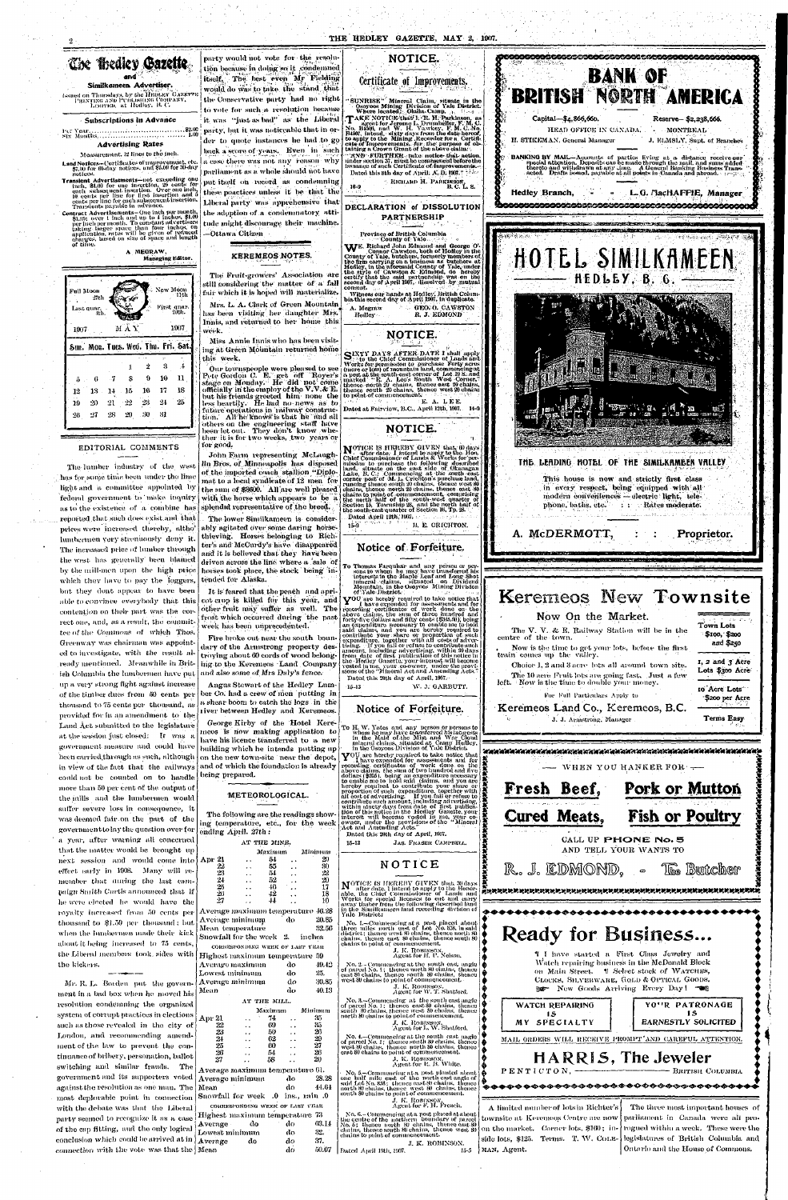# The Hedley Gazette

## and

### Similkameen Advertiser.

Issued on Thursdays, by the HEDLEY GAZETTE PRINTING AND PUBLISHING COMPANY, LIMITED, at Hedley, B. C.

### Subscriptions in Advance

Per Year .......... $2.00
Six Months .......... 1.00

### Advertising Rates

Measurement, 12 lines to the inch.

Land Notices—Certificates of improvement, etc. $7.00 for 60-day notices, and $5.00 for 30-day notices.

Transient Advertisements—not exceeding one inch, $1.00 for one insertion, 25 cents for each subsequent insertion. Over one inch, 10 cents per line for first insertion and 5 cents per line for each subsequent insertion. Transients payable in advance.

Contract Advertisements—One inch per month, $1.25; over 1 inch and up to 4 inches, $1.00 per inch per month. To constant advertisers taking larger space than four inches, on application, rates will be given of reduced charges, based on size of space and length of time.

A. MEGRAW, Managing Editor.

| | | | | | | |
|---|---|---|---|---|---|---|
| Full Moon 27th | | | | | | New Moon 12th |
| Last quar. 5th | | | | | | First quar. 20th |
| 1907 | | | MAY | | | 1907 |
| Sun. | Mon. | Tues. | Wed. | Thu. | Fri. | Sat. |
| | | | 1 | 2 | 3 | 4 |
| 5 | 6 | 7 | 8 | 9 | 10 | 11 |
| 12 | 13 | 14 | 15 | 16 | 17 | 18 |
| 19 | 20 | 21 | 22 | 23 | 24 | 25 |
| 26 | 27 | 28 | 29 | 30 | 31 | |

## EDITORIAL COMMENTS

The lumber industry of the west has for some time been under the lime light and a committee appointed by federal government to make inquiry as to the existence of a combine has reported that such does exist and that prices were increased thereby, altho' lumbermen very strenuously deny it. The increased price of lumber through the west has generally been blamed by the millmen upon the high price which they have to pay the loggers, but they dont appear to have been able to convince everybody that this contention on their part was the correct one, and, as a result, the committee of the Commons of which Thos. Greenway was chairman was appointed to investigate, with the result already mentioned. Meanwhile in British Columbia the lumbermen have put up a very strong fight against increase of the timber dues from 50 cents per thousand to 75 cents per thousand, as provided for in an amendment to the Land Act submitted to the legislature at the session just closed. It was a government measure and could have been carried through as such, although in view of the fact that the railways could not be counted on to handle more than 50 per cent of the output of the mills and the lumbermen would suffer severe loss in consequence, it was deemed fair on the part of the government to lay the question over for a year, after warning all concerned that the matter would be brought up next session and would come into effect early in 1908. Many will remember that during the last campaign Smith Curtis announced that if he were elected he would have the royalty increased from 50 cents per thousand to $1.50 per thousand; but when the lumbermen made their kick about it being increased to 75 cents, the Liberal members took sides with the kickers.

Mr. R. L. Borden put the government in a bad box when he moved his resolution condemning the organized system of corrupt practices in elections such as those revealed in the city of London, and recommending amendment of the law to prevent the continuance of bribery, personation, ballot switching and similar frauds. The government and its supporters voted against the resolution as one man. The most deplorable point in connection with the debate was that the Liberal party seemed to recognize it as a case of the cap fitting, and the only logical conclusion which could be arrived at in connection with the vote was that the party would not vote for the resolution because in doing so it condemned itself. The best even Mr. Fielding would do was to take the stand that the Conservative party had no right to vote for such a resolution because it was "just as bad" as the Liberal party, but it was noticeable that in order to quote instances he had to go back a score of years. Even in such a case there was not any reason why parliament as a whole should not have put itself on record as condemning these practices unless it be that the Liberal party was apprehensive that the adoption of a condemnatory attitude might discourage their machine. —Ottawa Citizen.

## KEREMEOS NOTES.

The Fruit-growers' Association are still considering the matter of a fall fair which it is hoped will materialize.

Mrs. L. A. Clark of Green Mountain has been visiting her daughter Mrs. Innis, and returned to her home this week.

Miss Annie Innis who has been visiting at Green Mountain returned home this week.

Our townspeople were pleased to see Pete Gordon C. E. get off Royer's stage on Monday. He did not come officially in the employ of the V.V.& E. but his friends greeted him none the less heartily. He had no news as to future operations in railway construction. All he knows is that he and all others on the engineering staff have been let out. They don't know whether it is for two weeks, two years or for good.

John Farm representing McLaughlin Bros. of Minneapolis has disposed of the imported coach stallion "Diplomat to a local syndicate of 12 men for the sum of $3800. All are well pleased with the horse which appears to be a splendid representative of the breed.

The lower Similkameen is considerably agitated over some daring horse-thieving. Horses belonging to Richter's and McCurdy's have disappeared and it is believed that they have been driven across the line where a sale of horses took place, the stock being intended for Alaska.

It is feared that the peach and apricot crop is killed for this year, and other fruit may suffer as well. The frost which occurred during the past week has been unprecedented.

Fire broke out near the south boundary of the Armstrong property destroying about 60 cords of wood belonging to the Keremeos Land Company and also some of Mrs Daly's fence.

Angus Stewart of the Hedley Lumber Co. had a crew of men putting in a shear boom to catch the logs in the river between Hedley and Keremeos.

George Kirby of the Hotel Keremeos is now making application to have his license transferred to a new building which he intends putting up on the new town-site near the depot, and of which the foundation is already being prepared.

## METEOROLOGICAL.

The following are the readings showing temperature, etc., for the week ending April. 27th:

AT THE MINE.

| | Maximum | Minimum |
|---|---|---|
| Apr 21 | 54 | 20 |
| 22 | 55 | 30 |
| 23 | 54 | 22 |
| 24 | 52 | 20 |
| 25 | 46 | 17 |
| 26 | 42 | 18 |
| 27 | 44 | 10 |

Average maximum temperature 46.28
Average minimum do 20.85
Mean temperature 32.50
Snowfall for the week 2. inches

CORRESPONDING WEEK OF LAST YEAR

Highest maximum temperature 59
Average maximum do 49.42
Lowest minimum do 25.
Average minimum do 30.85
Mean do 40.13

AT THE MILL.

| | Maximum | Minimum |
|---|---|---|
| Apr 21 | 74 | 35 |
| 22 | 69 | 35 |
| 23 | 59 | 26 |
| 24 | 62 | 29 |
| 25 | 60 | 27 |
| 26 | 54 | 26 |
| 27 | 58 | 20 |

Average maximum temperature 61.
Average minimum do 28.28
Mean do 44.64
Snowfall for week .0 ins., rain .0

CORRESPONDING WEEK OF LAST YEAR

Highest maximum temperature 73
Average do do 63.14
Lowest minimum do 32.
Average do do 37.
Mean do 50.07

## NOTICE.

### Certificate of Improvements.

"SUNRISE" Mineral Claim, situate in the Osoyoos Mining Division of Yale District. Where located: Olalla Camp.

TAKE NOTICE that I, R. H. Parkinson, as agent for Jerome L. Drumheller, F. M. C. No. B1156, and W. H. Cawley, F. M. C. No. B4907, intend, sixty days from the date hereof, to apply to the Mining Recorder for a Certificate of Improvements, for the purpose of obtaining a Crown Grant of the above claim.

AND FURTHER take notice that action, under section 37, must be commenced before the issuance of such Certificate of Improvements.

Dated this 8th day of April, A. D. 1907.

RICHARD H. PARKINSON, B. C. L. S.

16-9

## DECLARATION of DISSOLUTION PARTNERSHIP

Province of British Columbia
County of Yale

WE, Richard John Edmond and George O'Connor Cawston, both of Hedley in the County of Yale, butchers, formerly members of the firm carrying on a business as butchers at Hedley, in the aforesaid County of Yale, under the style of Cawston & Edmond, do hereby certify that the said partnership was on the second day of April 1907, dissolved by mutual consent.

Witness our hands at Hedley, British Columbia this second day of April 1907, in duplicate.

A. Megraw, Hedley — GEO. O. CAWSTON, R. J. EDMOND

## NOTICE.

SIXTY DAYS AFTER DATE I shall apply to the Chief Commissioner of Lands and Works for permission to purchase Forty acres (more or less) of mountain land commencing at a post at the south-east corner of Lot 28 S, and marked "E. A. Lee's South West Corner," thence north 20 chains, thence east 20 chains, thence south 20 chains, thence west 20 chains to point of commencement.

E. A. LEE.

Dated at Fairview, B.C., April 12th, 1907. 14-9

## NOTICE.

NOTICE IS HEREBY GIVEN that 60 days after date, I intend to apply to the Hon. Chief Commissioner of Lands & Works for permission to purchase the following described land, situate on the east side of Okanagan Lake, B.C.: Commencing at the south east corner post of A. L. Crichton's purchase land, running thence south 40 chains, thence west 80 chains, thence north 20 chains, thence east 80 chains to point of commencement, comprising the north half of the south-west quarter of Section 10, Township 25, and the north half of the south-east quarter of Section 10, Tp. 25.

Dated April 12th, 1907.

15-9 — B. E. CRICHTON.

## Notice of Forfeiture.

To Thomas Farquhar and any person or persons to whom he may have transferred his interests in the Maple Leaf and Long Shot mineral claims, situated on Dividend Mountain, in the Osoyoos Mining Division of Yale District.

YOU are hereby required to take notice that I have expended for assessments and for recording certificates of work done on the above claims, the sum of three hundred and forty-five dollars and fifty cents ($345.50), being an expenditure necessary to enable me to hold said claims, and you are hereby required to contribute your share of proportion of such expenditure, together with all costs of advertising. If you fail or refuse to contribute such amount, including advertising, within 90 days from date of first publication of this notice in the Hedley Gazette your interest will become vested in me, your co-owner, under the provisions of the "Mineral Act and Amending Acts."

Dated this 29th day of April, 1907.

15-13 — W. J. GARBUTT.

## Notice of Forfeiture.

To H. W. Yates and any person or persons to whom he may have transferred his interests in the Maid of the Mist and War Cloud mineral claims, situated at Camp Hedley, in the Osoyoos Division of Yale District.

YOU are hereby required to take notice that I have expended for assessments and for recording certificates of work done on the above claims the sum of two hundred and five dollars ($205), being an expenditure necessary to enable me to hold said claims, and you are hereby required to contribute your share or proportion of such expenditure, together with all cost of advertising. If you fail or refuse to contribute such amount, including advertising, within ninety days from date of first publication of this notice in the Hedley Gazette your interest will become vested in your co-owner, under the provisions of the "Mineral Act and Amending Acts."

Dated this 29th day of April, 1907.

15-13 — JAS. FRASER CAMPBELL.

## NOTICE

NOTICE IS HEREBY GIVEN that 30 days after date, I intend to apply to the Honorable, the Chief Commissioner of Lands and Works for special licenses to cut and carry away timber from the following described land in the Similkameen land recording division of Yale District:

No. 1.—Commencing at a post placed about three miles north east of Lot No. 158, in said district; thence west 80 chains, thence north 80 chains, thence east 80 chains, thence south 80 chains to point of commencement.

J. K. ROBINSON, Agent for H. P. Nelson.

No. 2.—Commencing at the south east angle of parcel No. 1; thence north 80 chains, thence east 80 chains, thence south 80 chains, thence west 80 chains to point of commencement.

J. K. ROBINSON, Agent for W. T. Shatford.

No. 3.—Commencing at the south east angle of parcel No. 1; thence east 80 chains, thence south 80 chains, thence west 80 chains, thence north 80 chains to point of commencement.

J. K. ROBINSON, Agent for L. W. Shatford.

No. 4.—Commencing at the south east angle of parcel No. 3; thence south 80 chains, thence west 80 chains, thence north 80 chains, thence east 80 chains to point of commencement.

J. K. ROBINSON, Agent for R. B. White.

No. 5.—Commencing at a post placed about one half mile east of the north east angle of said Lot No. 158; thence west 80 chains, thence north 80 chains, thence west 80 chains, thence south 80 chains to point of commencement.

J. K. ROBINSON, Agent for F. H. French.

No. 6.—Commencing at a post placed at about the centre of the southern boundary of parcel No. 5; thence north 80 chains, thence east 80 chains, thence south 80 chains, thence west 80 chains to point of commencement.

J. K. ROBINSON.

Dated April 18th, 1907. 15-5

---

# BANK OF BRITISH NORTH AMERICA

Capital—$4,866,666. — Reserve—$2,238,666.

HEAD OFFICE IN CANADA. — MONTREAL

H. STIKEMAN, General Manager — J. ELMSLY, Supt. of Branches

BANKING BY MAIL—Accounts of parties living at a distance receive our special attention. Deposits can be made through the mail, and same added thereto and withdrawn at any time. A General Banking Business Transacted. Drafts issued, payable at all points in Canada and abroad.

Hedley Branch, — L. G. MacHAFFIE, Manager

---

# HOTEL SIMILKAMEEN

## HEDLEY, B. C.

THE LEADING HOTEL OF THE SIMILKAMEEN VALLEY

This house is new and strictly first class in every respect, being equipped with all modern conveniences — electric light, telephone, baths, etc. : : Rates moderate.

A. McDERMOTT, : : Proprietor.

---

# Keremeos New Townsite

## Now On the Market.

The V. V. & E. Railway Station will be in the centre of the town.

Now is the time to get your lots, before the first train comes up the valley.

Choice 1, 2 and 3 acre lots all around town site.

The 10 acre Fruit lots are going fast. Just a few left. Now is the time to double your money.

For Full Particulars Apply to

Keremeos Land Co., Keremeos, B.C.

J. J. Armstrong, Manager

Town Lots $100, $200 and $250

1, 2 and 3 Acre Lots $300 Acre

10 Acre Lots $200 per Acre

Terms Easy

---

WHEN YOU HANKER FOR

**Fresh Beef, Pork or Mutton**
**Cured Meats, Fish or Poultry**

CALL UP PHONE No. 5 AND TELL YOUR WANTS TO

**R. J. EDMOND, - The Butcher**

---

# Ready for Business...

I have started a First Class Jewelry and Watch repairing business in the McDonald Block on Main Street. Select stock of WATCHES, CLOCKS, SILVERWARE, GOLD & OPTICAL GOODS. New Goods Arriving Every Day!

WATCH REPAIRING IS MY SPECIALTY

YO'R PATRONAGE IS EARNESTLY SOLICITED

MAIL ORDERS WILL RECEIVE PROMPT AND CAREFUL ATTENTION.

## HARRIS, The Jeweler

PENTICTON, — BRITISH COLUMBIA

---

A limited number of lots in Richter's townsite at Keremeos Centre are now on the market. Corner lots, $160; inside lots, $125. Terms. T. W. COLEMAN, Agent.

The three most important houses of parliament in Canada were all prorogued within a week. These were the legislatures of British Columbia and Ontario and the House of Commons.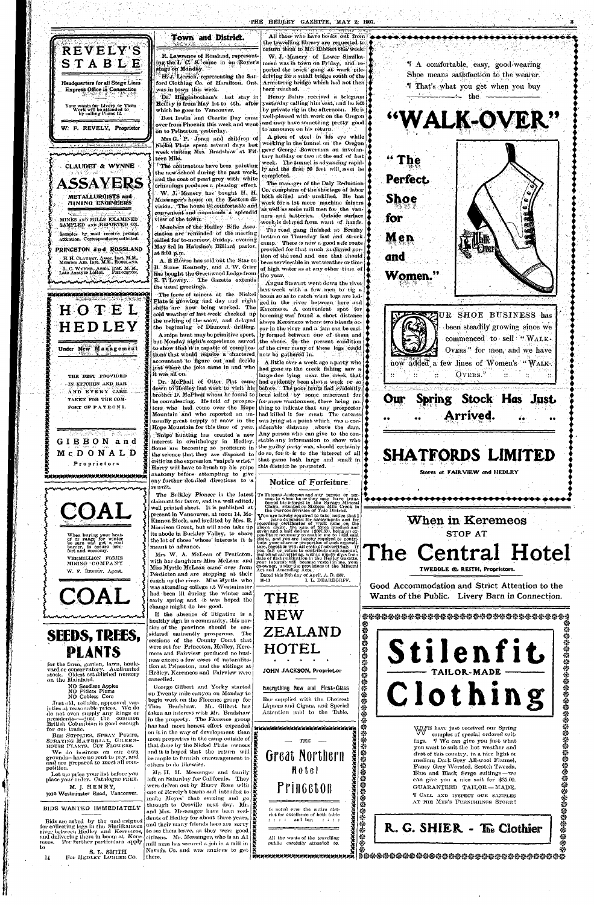# REVELY'S STABLE

**Headquarters for all Stage Lines**
**Express Office in Connection**

Your wants for Livery or Team Work will be attended to by calling Phone 12.

**W. F. REVELY, Proprietor**

---

## CLAUDET & WYNNE

# ASSAYERS

**METALLURGISTS and MINING ENGINEERS**

MINES AND MILLS EXAMINED SAMPLED AND REPORTED ON.

Samples by mail receive prompt attention. Correspondence solicited.

**PRINCETON and ROSSLAND**

H. H. CLAUDET, Assoc. Inst. M.M., Member Am. Inst. M.E., ROSSLAND.

L. C. WYNNE, Assoc. Inst. M. M., Late Assayer LeRoi. PRINCETON.

---

# HOTEL HEDLEY

**Under New Management**

THE BEST PROVIDED IN KITCHEN AND BAR AND EVERY CARE TAKEN FOR THE COMFORT OF PATRONS.

**GIBBON and McDONALD**
Proprietors

---

# COAL

When buying your heater or range for winter be sure and get a coal burner, to ensure comfort and economy.

VERMILLION FORKS MINING COMPANY

W. F. REVELY, Agent.

# COAL

---

# SEEDS, TREES, PLANTS

for the farm, garden, lawn, boulevard or conservatory. Acclimated stock. Oldest established nursery on the Mainland.

NO Seedless Apples
NO Pitless Plums
NO Cobless Corn

Just old, reliable, approved varieties at reasonable prices. We do not even supply any kings or presidents—just the common British Columbian is good enough for our trade.

BEE SUPPLIES, SPRAY PUMPS, SPRAYING MATERIAL, GREENHOUSE PLANTS, CUT FLOWERS.

We do business on our own grounds—have no rent to pay, and are prepared to meet all competition.

Let me price your list before you place your order. Catalogue FREE.

**M. J. HENRY,**
3010 Westminster Road, Vancouver.

---

## BIDS WANTED IMMEDIATELY

Bids are asked by the undersigned for collecting logs in the Similkameen river between Hedley and Keremeos, and delivering them in boom at Keremeos. For further particulars apply to

S. L. SMITH
For HEDLEY LUMBER CO.

14

---

## Town and District.

R. Lawrence of Rossland, representing the L. C. S. came in on Royer's stage on Monday.

H. J. Lierisch, representing the Sanford Clothing Co. of Hamilton, Ont. was in town this week.

Dr. Higginbotham's last stay in Hedley is from May 1st to 4th, after which he goes to Vancouver.

Bert Irwin and Charlie Day came over from Phoenix this week and went on to Princeton yesterday.

Mrs G. P. Jones and children of Nickel Plate spent several days last week visiting Mrs. Bradshaw at Fifteen Mile.

The contractors have been painting the new school during the past week, and the coat of pearl grey with white trimmings produces a pleasing effect.

W. J. Manery has bought H. H. Messenger's house on the Eastern division. The house is comfortable and convenient and commands a splendid view of the town.

Members of the Hedley Rifle Association are reminded of the meeting called for to-morrow, Friday, evening May 3rd in Hairsine's Billiard parlor, at 8:00 p.m.

A. E Howse has sold out the Star to B. Stone Kennedy, and J. W. Grier has bought the Greenwood Ledge from R. T. Lowry. The Gazette extends the usual greetings.

The force of miners at the Nickel Plate is growing and day and night shifts are now being worked. The cold weather of last week checked up the melting of the snow, and delayed the beginning of Diamond drilling.

A snipe hunt may be primitive sport, but Monday night's experience served to show that it is capable of complications that would require a chartered accountant to figure out and decide just where the joke came in and who it was all on.

Dr. McPhail of Otter Flat came down to Hedley last week to visit his brother D. McPhail whom he found to be convalescing. He told of prospectors who had come over the Hope Mountain and who reported an unusually great supply of snow in the Hope Mountain for this time of year.

Snipe hunting has created a new interest in ornithology in Hedley. Some are becoming so proficient in the science that they are disposed to criticize the expression "snipe's wrist." Harry will have to brush up his snipe anatomy before attempting to give any further detailed directions to a recruit.

The Bulkley Pioneer is the latest claimant for favor, and is a well edited, well printed sheet. It is published at present in Vancouver, at room 14, McKinnon Block, and is edited by Mrs. E. Morrison Grout, but will soon take up its abode in Buckley Valley, to share the lot of those whose interests it is meant to advance.

Mrs W. A. McLean of Penticton, with her daughters Miss McLean and Miss Myrtle McLean came over from Penticton and are stopping at their ranch up the river. Miss Myrtle who was attending college at Westminster had been ill during the winter and early spring and it was hoped the change might do her good.

If the absence of litigation is a healthy sign in a community, this portion of the province should be considered eminently prosperous. The sessions of the County Court that were set for Princeton, Hedley, Keremeos and Fairview produced no business except a few cases of naturalization at Princeton, and the sittings at Hedley, Keremeos and Fairview were cancelled.

George Gilbert and Yorky started up Twenty mile canyon on Monday to begin work on the Florence group for Thos Bradshaw. Mr. Gilbert has taken an interest with Mr. Bradshaw in the property. The Florence group has had more honest effort expended on it in the way of development than most properties in the camp outside of that done by the Nickel Plate owners and it is hoped that the return will be ample to furnish encouragement to others to do likewise.

Mr. H. H. Messenger and family left on Saturday for California. They were driven out by Harry Rose with one of Revely's teams and intended to make Moyes' that evening and go through to Oroville next day. Mr. and Mrs. Messenger have been residents of Hedley for about three years, and their many friends here are sorry to see them leave, as they were good citizens. Mr. Messenger, who is an A1 mill man has secured a job in a mill in Nevada Co. and was anxious to get there.

All those who have books out from the travelling library are requested to return them to Mr. Hibbert this week.

W. J. Manery of Lower Similkameen was in town on Friday, and reported the track gang at work pile-driving for a small bridge south of the Armstrong bridge which had not then been reached.

Henry Bahrs received a telegram yesterday calling him east, and he left by private rig in the afternoon. He is well-pleased with work on the Oregon and may have something pretty good to announce on his return.

A piece of steel in his eye while working in the tunnel on the Oregon gave George Bowerman an involuntary holiday or two at the end of last week. The tunnel is advancing rapidly and the first 50 feet will soon be completed.

The manager of the Daly Reduction Co. complains of the shortage of labor both skilled and unskilled. He has work for a lot more machine miners as well as some mill men for the vanners and batteries. Outside surface work is delayed from want of hands.

The road gang finished at Brushy bottom on Thursday last and struck camp. There is now a good safe route provided for that much maligned portion of the road and one that should be as serviceable in wet weather or time of high water as at any other time of the year.

Angus Stewart went down the river last week with a few men to rig a boom so as to catch what logs are lodged in the river between here and Keremeos. A convenient spot for booming was found a short distance above Keremeos where two islands occur in the river and a jam can be easily formed between one of them and the shore. In the present condition of the river many of these logs could now be gathered in.

A little over a week ago a party who had gone up the creek fishing saw a large doe lying near the creek that had evidently been shot a week or so before. The poor brute had evidently been killed by some miscreant for for mere wantonness, there being nothing to indicate that any prospector had killed it for meat. The carcass was lying at a point which was a considerable distance above the dam. Any person who can give to the constable any information to show who the guilty party was, should certainly do so, for it is to the interest of all that game both large and small in this district be protected.

---

## Notice of Forfeiture

To Thomas Anderson and any person or persons to whom he or they may have transferred his interest in the Semago Mineral Claim, situated on Sixteen Mile Creek in the Osoyoos Division of Yale District.

You are hereby required to take notice that I have expended for assessments and for recording certificates of work done on the above claim, the sum of three hundred and seven and a half dollars ($307.50), being an expenditure necessary to enable me to hold said claim, and you are hereby required to contribute your share in proportion of such expenditure, together with all costs of advertising. If you fail or refuse to contribute such amount, including advertising, within ninety days from date of first publication in the Hedley Gazette, your interest will become vested in me, your co-owner, under the provisions of the Mineral Act and Amending Acts.

Dated this 28th day of April, A. D. 1907.
16-13 I. L. DEARDORFF.

---

# THE NEW ZEALAND HOTEL

**JOHN JACKSON, Proprietor**

**Everything New and First-Class**

Bar supplied with the Choicest Liquors and Cigars, and Special Attention paid to the Table.

---

THE

# Great Northern Hotel Princeton

Is noted over the entire district for excellence of both table and bar.

All the wants of the travelling public carefully attended to.

---

¶ A comfortable, easy, good-wearing Shoe means satisfaction to the wearer.
¶ That's what you get when you buy the

# "WALK-OVER"

**"The Perfect Shoe for Men and Women."**

OUR SHOE BUSINESS has been steadily growing since we commenced to sell "WALK-OVERS" for men, and we have now added a few lines of Women's "WALK-OVERS."

## Our Spring Stock Has Just Arrived.

# SHATFORDS LIMITED

Stores at FAIRVIEW and HEDLEY

---

## When in Keremeos
STOP AT

# The Central Hotel

TWEDDLE & REITH, Proprietors.

**Good Accommodation and Strict Attention to the Wants of the Public. Livery Barn in Connection.**

---

# Stilenfit
TAILOR-MADE
# Clothing

WE have just received our Spring samples of special ordered suitings. ¶ We can give you just what you want to suit the hot weather and dust of this country, in a nice light or medium Dark Grey All-wool Flannel, Fancy Grey Worsted, Scotch Tweeds, Blue and Black Serge suitings—we can give you a nice suit for $25.00. GUARANTEED TAILOR-MADE.
¶ CALL AND INSPECT OUR SAMPLES AT THE MEN'S FURNISHINGS STORE!

**R. G. SHIER - The Clothier**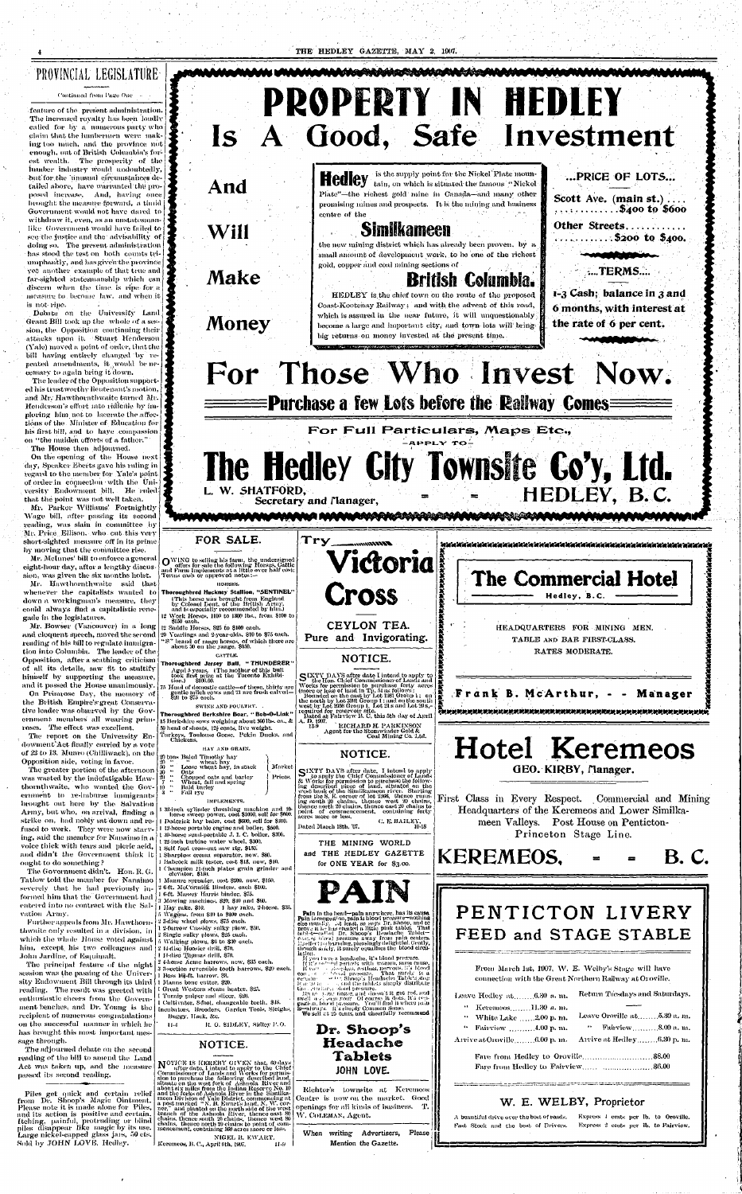## PROVINCIAL LEGISLATURE

Continued from Page One

feature of the present administration. The increased royalty has been loudly called for by a numerous party who claim that the lumbermen were making too much, and the province not enough, out of British Columbia's forest wealth. The prosperity of the lumber industry would undoubtedly, but for the unusual circumstances detailed above, have warranted the proposed increase. And, having once brought the measure forward, a timid Government would not have dared to withdraw it, even, as an unstatesmanlike Government would have failed to see the justice and the advisability of doing so. The present administration has stood the test on both counts triumphantly, and has given the province yet another example of that true and far-sighted statesmanship which can discern when the time is ripe for a measure to become law, and when it is not ripe.

Debate on the University Land Grant Bill took up the whole of a session, the Opposition continuing their attacks upon it. Stuart Henderson (Yale) moved a point of order, that the bill having entirely changed by repeated amendments, it would be necessary to again bring it down.

The leader of the Opposition supported his trustworthy lieutenant's motion, and Mr. Hawthornthwaite turned Mr. Henderson's effort into ridicule by imploring him not to lacerate the affections of the Minister of Education for his first bill, and to have compassion on "the maiden efforts of a father."

The House then adjourned.

On the opening of the House next day, Speaker Eberts gave his ruling in regard to the member for Yale's point of order in connection with the University Endowment bill. He ruled that the point was not well taken.

Mr. Parker Williams' Fortnightly Wage bill, after passing its second reading, was slain in committee by Mr. Price Ellison, who cut this very short-sighted measure off in its prime by moving that the committee rise.

Mr. McInnes' bill to enforce a general eight-hour day, after a lengthy discussion, was given the six months hoist.

Mr. Hawthornthwaite said that whenever the capitalists wanted to down a workingman's measure, they could always find a capitalistic renegade in the legislatures.

Mr. Bowser (Vancouver) in a long and eloquent speech, moved the second reading of his bill to regulate immigration into Columbia. The leader of the Opposition, after a scathing criticism of all its details, saw fit to stultify himself by supporting the measure, and it passed the House unanimously.

On Primrose Day, the memory of the British Empire's great Conservative leader was observed by the Government members all wearing primroses. The effect was excellent.

The report on the University Endowment Act finally carried by a vote of 22 to 13. Munro (Chilliwack), on the Opposition side, voting in favor.

The greater portion of the afternoon was wasted by the indefatigable Hawthornthwaite, who wanted the Government to re-imburse immigrants brought out here by the Salvation Army, but who, on arrival, finding a strike on, had nobly sat down and refused to work. They were now starving, said the member for Nanaimo in a voice thick with tears and picric acid, and didn't the Government think it ought to do something?

The Government didn't. Hon. R. G. Tatlow told the member for Nanaimo severely that he had previously informed him that the Government had entered into no contract with the Salvation Army.

Further appeals from Mr. Hawthornthwaite only resulted in a division, in which the whole House voted against him, except his two colleagues and John Jardine, of Esquimalt.

The principal feature of the night session was the passing of the University Endowment Bill through its third reading. The result was greeted with enthusiastic cheers from the Government benches, and Dr. Young is the recipient of numerous congratulations on the successful manner in which he has brought this most important message through.

The adjourned debate on the second reading of the bill to amend the Land Act was taken up, and the measure passed its second reading.

Piles get quick and certain relief from Dr. Shoop's Magic Ointment. Please note it is made alone for Piles, and its action is positive and certain. Itching, painful, protruding or blind piles disappear like magic by its use. Large nickel-capped glass jars, 50 cts. Sold by JOHN LOVE, Hedley.

---

# PROPERTY IN HEDLEY
# Is A Good, Safe Investment

## And Will Make Money

**Hedley** is the supply point for the Nickel Plate mountain, on which is situated the famous "Nickel Plate"—the richest gold mine in Canada—and many other promising mines and prospects. It is the mining and business centre of the

**Similkameen**

the new mining district which has already been proven, by a small amount of development work, to be one of the richest gold, copper and coal mining sections of

**British Columbia.**

HEDLEY is the chief town on the route of the proposed Coast-Kootenay Railway; and with the advent of this road, which is assured in the near future, it will unquestionably become a large and important city, and town lots will bring big returns on money invested at the present time.

**...PRICE OF LOTS...**

Scott Ave. (main st.)........$400 to $600

Other Streets............$200 to $400.

**...TERMS...**

1-3 Cash; balance in 3 and 6 months, with interest at the rate of 6 per cent.

# For Those Who Invest Now.

**Purchase a few Lots before the Railway Comes**

For Full Particulars, Maps Etc., APPLY TO

# The Hedley City Townsite Co'y, Ltd.

L. W. SHATFORD, Secretary and Manager, HEDLEY, B. C.

---

## FOR SALE.

OWING to selling his farm, the undersigned offers for sale the following Horses, Cattle and Farm Implements at a little over half cost. Terms cash or approved notes:—

**HORSES.**

**Thoroughbred Hackney Stallion, "SENTINEL"** (This horse was brought from England by Colonel Dent, of the British Army, and is especially recommended by him.)

12 Work Horses, 1000 to 1800 lbs., from $100 to $150 each.

12 Saddle Horses, $25 to $100 each.

20 Yearlings and 2-year-olds, $10 to $75 each.

"S" brand of range horses, of which there are about 30 on the range, $450.

**CATTLE.**

**Thoroughbred Jersey Bull, "THUNDERER"** Aged 5 years. (The mother of this bull took first prize at the Toronto Exhibition.) $100.00.

75 Head of domestic cattle—of these, thirty are gentle milch cows and 21 are fresh calved—$20 to $75 each.

**SWINE AND POULTRY.**

**Thoroughbred Berkshire Boar, "Bob-O-Link"**

15 Berkshire sows weighing about 300 lbs. ea., $

50 head of shoats, 12½ cents, live weight.

Turkeys, Toulouse Geese, Pekin Ducks, and Chickens.

**HAY AND GRAIN.**

20 tons Baled Timothy hay
30 " wheat hay
50 " Loose wheat hay, in stack
20 " Oats
20 " Chopped oats and barley
3 " Wheat, fall and spring
8 " Bald barley
3 " Fall rye

Market Prices.

**IMPLEMENTS.**

1 32-inch cylinder threshing machine and 10-horse sweep power, cost $1000, sell for $600.
1 Dederick hay baler, cost $600, sell for $300.
1 12-horse portable engine and boiler, $500.
1 30-horse semi-portable J. I. C. boiler, $300.
1 22-inch turbine water wheel, $300.
1 Self feed cross-cut saw rig, $450.
1 Sharpless cream separator, new, $80.
1 Babcock milk tester, cost $15, now, $10.
1 Champion 12-inch platen grain grinder and elevator, $150.
1 Manure spreader, cost $200, now, $150.
2 6-ft. McCormick Binders, each $100.
1 6-ft. Massey Harris binder, $75.
3 Mowing machines, $20, $40 and $60.
1 Hay rake, $10. 1 hay rake, 2-horse, $35.
5 Wagons, from $10 to $100 each.
2 2-disc wheel plows, $25 each.
1 2-furrow Cassidy sulky plow, $50.
2 Single sulky plows, $25 each.
5 Walking plows, $6 to $10 each.
2 12-disc Hoosier drill, $70.
1 16-disc Tiptree drill, $70.
2 4-horse Acme harrows, new, $35 each.
3 3-section reversible tooth harrows, $20 each.
1 Ross 16-ft. harrow, $8.
1 Massey bone cutter, $20.
1 Great Western steam heater, $25.
1 Turnip pulper and slicer, $30.
1 Cultivator, 5-foot, changeable teeth, $15.
Incubators, Brooders, Garden Tools, Sleighs, Buggy, Hack, &c.

R. G. SIDLEY, Sidley P. O.

## NOTICE.

NOTICE IS HEREBY GIVEN that, 60 days after date, I intend to apply to the Chief Commissioner of Lands and Works for permission to purchase the following described land situate on the west fork of Ashnola River and about six miles from the Indian Reserve No. 10 and the forks of Ashnola River in the Similkameen Division of Yale District, commencing at a post marked "N. B. Ewart's land, S. W. corner," and planted on the north side of the west branch of the Ashnola River, thence east 80 chains, thence north 20 chains, thence west 80 chains, thence north 20 chains to point of commencement, containing 160 acres more or less.

NIGEL B. EWART.

Keremeos, B. C., April 6th, 1907.

---

Try

# Victoria Cross

CEYLON TEA.

Pure and Invigorating.

## NOTICE.

SIXTY DAYS after date I intend to apply to the Hon. Chief Commissioner of Lands and Works for permission to purchase forty acres (more or less) of land in Tp. 51 as follows: Bounded on the east by Lot 1381 Group 1; on the north by Lot 2918 Group 1; and on the south west by Lot 2006 Group 1. Lot 21s and Lot 20s,—required for reservoir site.

Dated at Fairview B. C. this 5th day of April A. D. 1907.

RICHARD H. PARKINSON
Agent for the Stemwinder Gold & Coal Mining Co. Ltd.

## NOTICE.

SIXTY DAYS after date, I intend to apply to the Chief Commissioner of Lands & Works for permission to purchase the following described piece of land, situated on the west bank of the Similkameen river. Starting from the S. E. corner of lot 2366, thence running south 20 chains, thence west 20 chains, thence north 20 chains, thence east 20 chains to point of commencement, containing forty acres more or less.

C. E. BAILEY.

Dated March 18th, '07.

THE MINING WORLD and THE HEDLEY GAZETTE for ONE YEAR for $3.00.

# PAIN

Pain in the head—pain anywhere, has its cause. Pain is congestion, pain is blood pressure—nothing else usually. At least, so says Dr. Shoop, and to prove it he has created a little pink tablet. That tablet—called Dr. Shoop's Headache Tablet—coaxes blood pressure away from pain centers. Its effect is charming, pleasingly delightful. Gently, though safely, it surely equalizes the blood circulation.

If you have a headache, it's blood pressure. If it's painful periods with women, same cause. If you are sleepless, restless, nervous, it's blood congestion—blood pressure. That surely is a certainty, for Dr. Shoop's Headache Tablets stop it in 20 minutes, and the tablets simply distribute the unnatural blood pressure.

Press on your finger, and doesn't it get red, and swell, and pain you? Of course it does. It's congestion, blood pressure. You'll find it where pain is always. It's simply Common Sense.

We sell at 25 cents, and cheerfully recommend

## Dr. Shoop's Headache Tablets

JOHN LOVE.

Richter's townsite at Keremeos Centre is now on the market. Good openings for all kinds of business. T. W. COLEMAN, Agent.

When writing Advertisers, Please Mention the Gazette.

---

# The Commercial Hotel

Hedley, B. C.

HEADQUARTERS FOR MINING MEN.

TABLE AND BAR FIRST-CLASS.

RATES MODERATE.

Frank B. McArthur, - - Manager

# Hotel Keremeos

GEO. KIRBY, Manager.

First Class in Every Respect. Commercial and Mining Headquarters of the Keremeos and Lower Similkameen Valleys. Post House on Penticton-Princeton Stage Line.

# KEREMEOS, - - B. C.

# PENTICTON LIVERY FEED and STAGE STABLE

From March 1st, 1907, W. E. Welby's Stage will have connection with the Great Northern Railway at Oroville.

| | |
|---|---|
| Leave Hedley at........6.30 a. m. | Return Tuesdays and Saturdays. |
| " Keremeos.........11.30 a. m. | |
| " White Lake.......2.00 p. m. | Leave Oroville at........5.30 a. m. |
| " Fairview.........4.00 p. m. | " Fairview........8.00 a. m. |
| Arrive at Oroville.........6.00 p. m. | Arrive at Hedley.........6.30 p. m. |

Fare from Hedley to Oroville...............$8.00

Fare from Hedley to Fairview...............$6.00

## W. E. WELBY, Proprietor

A beautiful drive over the best of roads. Fast Stock and the best of Drivers.

Express 1 cent per lb. to Oroville. Express 2 cents per lb. to Fairview.